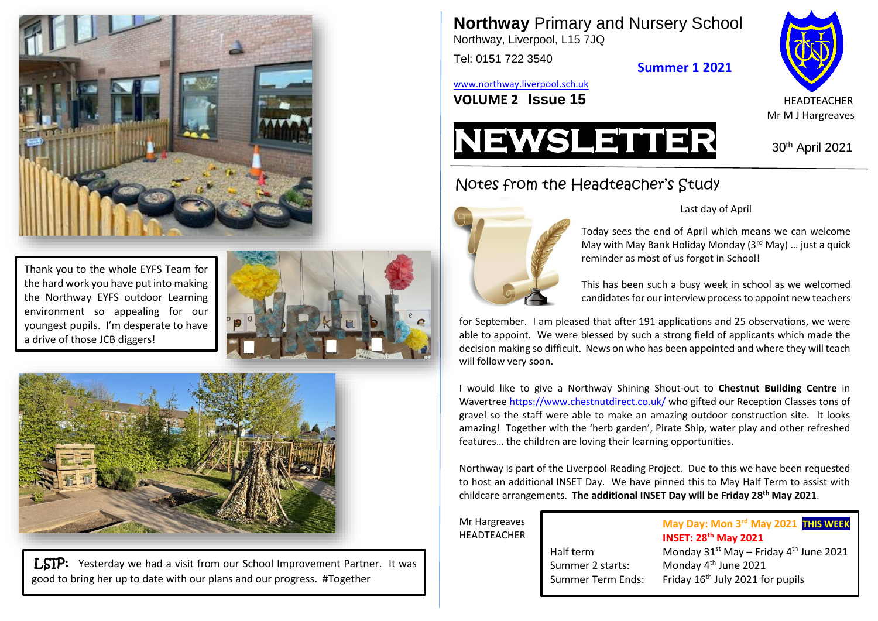# **Northway** Primary and Nursery School

Northway, Liverpool, L15 7JQ

Tel: 0151 722 3540

**Summer 1 2021**

www.northway.liverpool.sch.uk

**VOLUME 2 Issue 15**

HEADTEACHER
Mr M J Hargreaves

# NEWSLETTER

30th April 2021

## Notes from the Headteacher's Study

Last day of April

Today sees the end of April which means we can welcome May with May Bank Holiday Monday (3rd May) … just a quick reminder as most of us forgot in School!

This has been such a busy week in school as we welcomed candidates for our interview process to appoint new teachers for September. I am pleased that after 191 applications and 25 observations, we were able to appoint. We were blessed by such a strong field of applicants which made the decision making so difficult. News on who has been appointed and where they will teach will follow very soon.

I would like to give a Northway Shining Shout-out to **Chestnut Building Centre** in Wavertree https://www.chestnutdirect.co.uk/ who gifted our Reception Classes tons of gravel so the staff were able to make an amazing outdoor construction site. It looks amazing! Together with the 'herb garden', Pirate Ship, water play and other refreshed features… the children are loving their learning opportunities.

Northway is part of the Liverpool Reading Project. Due to this we have been requested to host an additional INSET Day. We have pinned this to May Half Term to assist with childcare arrangements. **The additional INSET Day will be Friday 28th May 2021**.

Mr Hargreaves
HEADTEACHER

| | |
|---|---|
| | **May Day: Mon 3rd May 2021 THIS WEEK** |
| | **INSET: 28th May 2021** |
| Half term | Monday 31st May – Friday 4th June 2021 |
| Summer 2 starts: | Monday 4th June 2021 |
| Summer Term Ends: | Friday 16th July 2021 for pupils |

Thank you to the whole EYFS Team for the hard work you have put into making the Northway EYFS outdoor Learning environment so appealing for our youngest pupils. I'm desperate to have a drive of those JCB diggers!

**LSIP:** Yesterday we had a visit from our School Improvement Partner. It was good to bring her up to date with our plans and our progress. #Together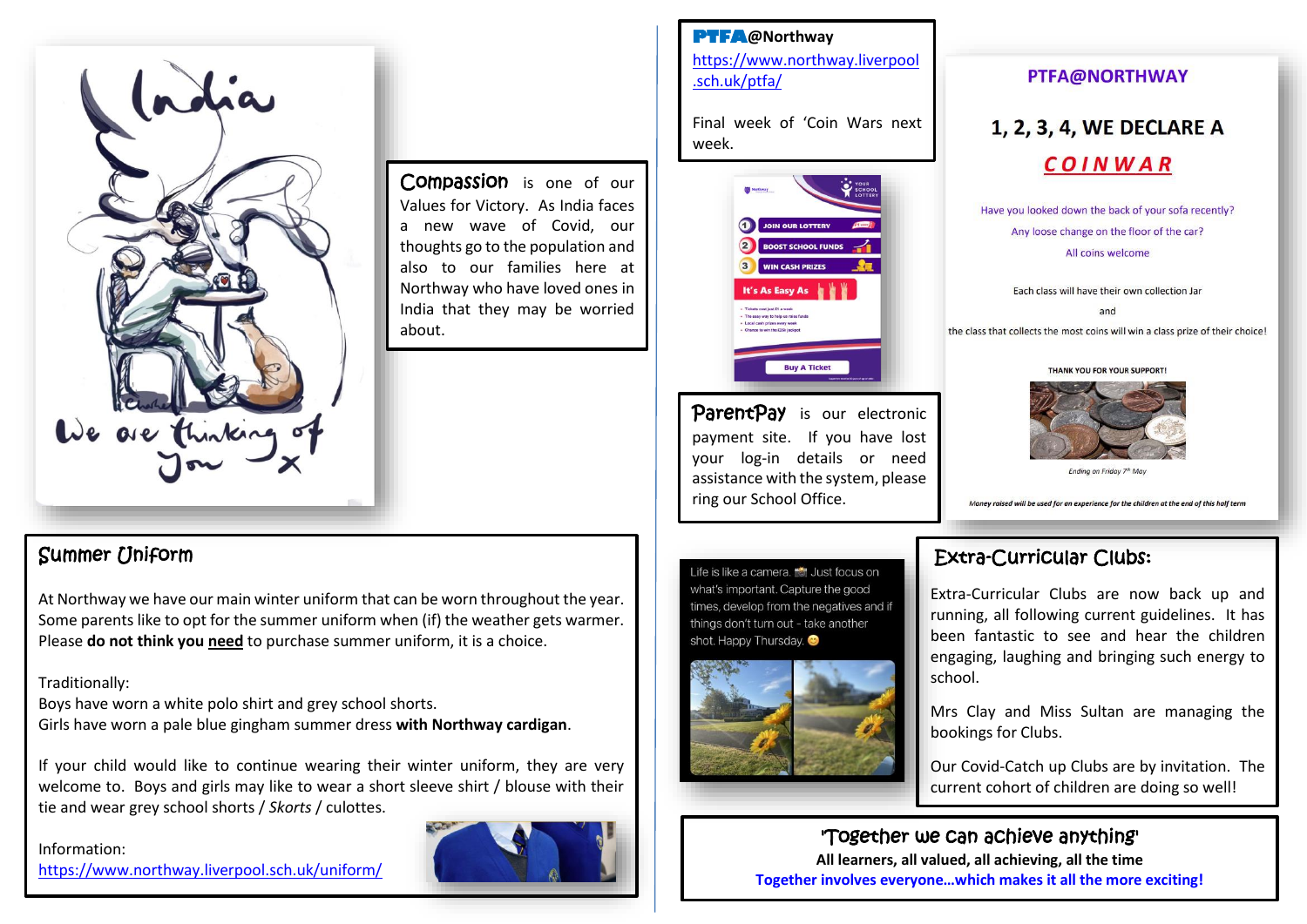India

We are thinking of you x

**Compassion** is one of our Values for Victory. As India faces a new wave of Covid, our thoughts go to the population and also to our families here at Northway who have loved ones in India that they may be worried about.

## Summer Uniform

At Northway we have our main winter uniform that can be worn throughout the year. Some parents like to opt for the summer uniform when (if) the weather gets warmer. Please **do not think you need** to purchase summer uniform, it is a choice.

Traditionally:
Boys have worn a white polo shirt and grey school shorts.
Girls have worn a pale blue gingham summer dress **with Northway cardigan**.

If your child would like to continue wearing their winter uniform, they are very welcome to. Boys and girls may like to wear a short sleeve shirt / blouse with their tie and wear grey school shorts / *Skorts* / culottes.

Information:
https://www.northway.liverpool.sch.uk/uniform/

**PTFA@Northway**
https://www.northway.liverpool.sch.uk/ptfa/

Final week of 'Coin Wars next week.

1. JOIN OUR LOTTERY
2. BOOST SCHOOL FUNDS
3. WIN CASH PRIZES

It's As Easy As

Buy A Ticket

## PTFA@NORTHWAY

## 1, 2, 3, 4, WE DECLARE A COINWAR

Have you looked down the back of your sofa recently?
Any loose change on the floor of the car?
All coins welcome

Each class will have their own collection Jar
and
the class that collects the most coins will win a class prize of their choice!

THANK YOU FOR YOUR SUPPORT!

*Ending on Friday 7th May*

*Money raised will be used for an experience for the children at the end of this half term*

**ParentPay** is our electronic payment site. If you have lost your log-in details or need assistance with the system, please ring our School Office.

Life is like a camera. 📸 Just focus on what's important. Capture the good times, develop from the negatives and if things don't turn out - take another shot. Happy Thursday. 😊

## Extra-Curricular Clubs:

Extra-Curricular Clubs are now back up and running, all following current guidelines. It has been fantastic to see and hear the children engaging, laughing and bringing such energy to school.

Mrs Clay and Miss Sultan are managing the bookings for Clubs.

Our Covid-Catch up Clubs are by invitation. The current cohort of children are doing so well!

'Together we can achieve anything'

**All learners, all valued, all achieving, all the time**

**Together involves everyone…which makes it all the more exciting!**